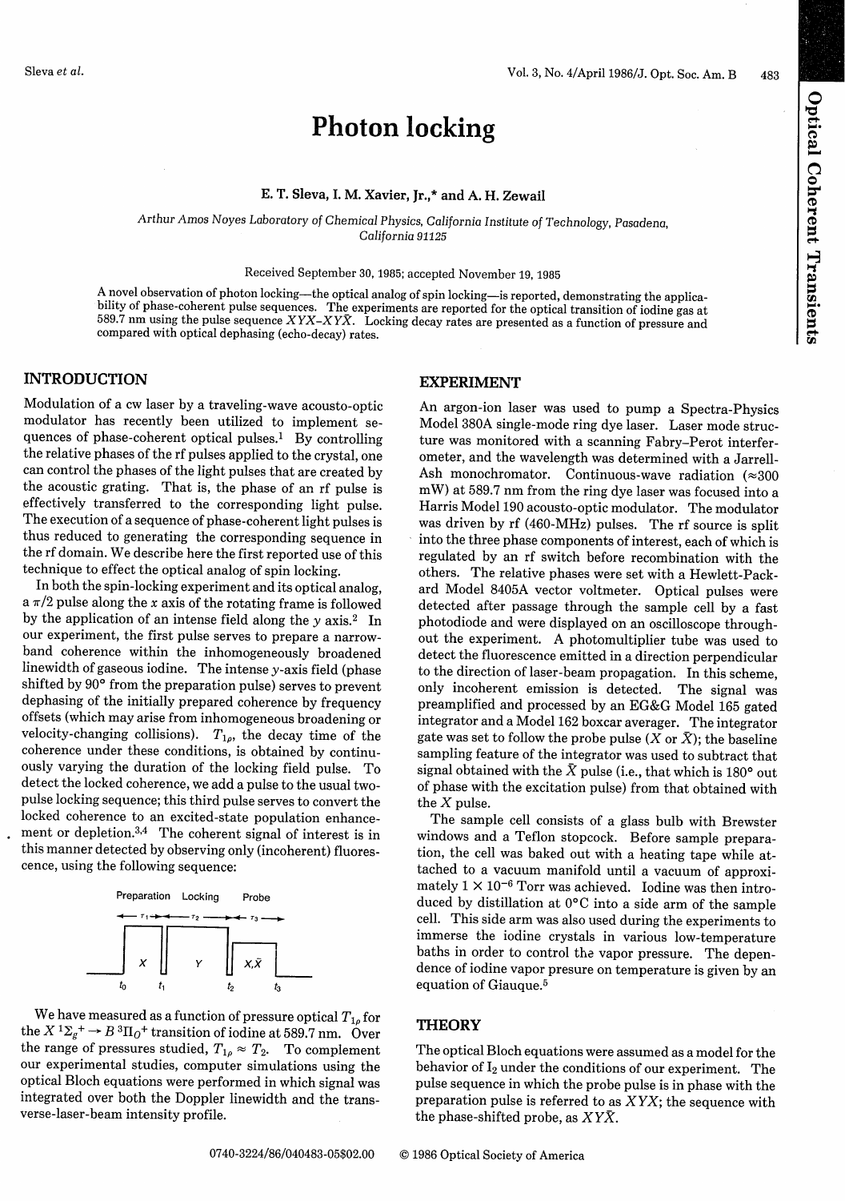# Photon locking

E. T. Sleva, I. M. Xavier, Jr.,* and A. H. Zewail

*Arthur Amos Noyes Laboratory of Chemical Physics, California Institute of Technology, Pasadena, California 91125*

Received September 30, 1985; accepted November 19, 1985

A novel observation of photon locking—the optical analog of spin locking—is reported, demonstrating the applicability of phase-coherent pulse sequences. The experiments are reported for the optical transition of iodine gas at 589.7 nm using the pulse sequence $XYX$–$XY\bar{X}$. Locking decay rates are presented as a function of pressure and compared with optical dephasing (echo-decay) rates.

## INTRODUCTION

Modulation of a cw laser by a traveling-wave acousto-optic modulator has recently been utilized to implement sequences of phase-coherent optical pulses.[1] By controlling the relative phases of the rf pulses applied to the crystal, one can control the phases of the light pulses that are created by the acoustic grating. That is, the phase of an rf pulse is effectively transferred to the corresponding light pulse. The execution of a sequence of phase-coherent light pulses is thus reduced to generating the corresponding sequence in the rf domain. We describe here the first reported use of this technique to effect the optical analog of spin locking.

In both the spin-locking experiment and its optical analog, a $\pi/2$ pulse along the $x$ axis of the rotating frame is followed by the application of an intense field along the $y$ axis.[2] In our experiment, the first pulse serves to prepare a narrow-band coherence within the inhomogeneously broadened linewidth of gaseous iodine. The intense $y$-axis field (phase shifted by 90° from the preparation pulse) serves to prevent dephasing of the initially prepared coherence by frequency offsets (which may arise from inhomogeneous broadening or velocity-changing collisions). $T_{1\rho}$, the decay time of the coherence under these conditions, is obtained by continuously varying the duration of the locking field pulse. To detect the locked coherence, we add a pulse to the usual two-pulse locking sequence; this third pulse serves to convert the locked coherence to an excited-state population enhancement or depletion.[3,4] The coherent signal of interest is in this manner detected by observing only (incoherent) fluorescence, using the following sequence:

```
Preparation   Locking        Probe
 ←  τ1  → ←──── τ2 ────→ ←  τ3  →
 ┌───┐ ┌──────────┐ ┌─────┐
 │ X │ │    Y     │ │ X,X̄ │
─┘   └─┘          └─┘     └────
 t0    t1          t2      t3
```

We have measured as a function of pressure optical $T_{1\rho}$ for the $X\,^1\Sigma_g^+ \rightarrow B\,^3\Pi_{0}^+$ transition of iodine at 589.7 nm. Over the range of pressures studied, $T_{1\rho} \approx T_2$. To complement our experimental studies, computer simulations using the optical Bloch equations were performed in which signal was integrated over both the Doppler linewidth and the transverse-laser-beam intensity profile.

## EXPERIMENT

An argon-ion laser was used to pump a Spectra-Physics Model 380A single-mode ring dye laser. Laser mode structure was monitored with a scanning Fabry–Perot interferometer, and the wavelength was determined with a Jarrell-Ash monochromator. Continuous-wave radiation ($\approx$300 mW) at 589.7 nm from the ring dye laser was focused into a Harris Model 190 acousto-optic modulator. The modulator was driven by rf (460-MHz) pulses. The rf source is split into the three phase components of interest, each of which is regulated by an rf switch before recombination with the others. The relative phases were set with a Hewlett-Packard Model 8405A vector voltmeter. Optical pulses were detected after passage through the sample cell by a fast photodiode and were displayed on an oscilloscope throughout the experiment. A photomultiplier tube was used to detect the fluorescence emitted in a direction perpendicular to the direction of laser-beam propagation. In this scheme, only incoherent emission is detected. The signal was preamplified and processed by an EG&G Model 165 gated integrator and a Model 162 boxcar averager. The integrator gate was set to follow the probe pulse ($X$ or $\bar{X}$); the baseline sampling feature of the integrator was used to subtract that signal obtained with the $\bar{X}$ pulse (i.e., that which is 180° out of phase with the excitation pulse) from that obtained with the $X$ pulse.

The sample cell consists of a glass bulb with Brewster windows and a Teflon stopcock. Before sample preparation, the cell was baked out with a heating tape while attached to a vacuum manifold until a vacuum of approximately $1 \times 10^{-6}$ Torr was achieved. Iodine was then introduced by distillation at 0°C into a side arm of the sample cell. This side arm was also used during the experiments to immerse the iodine crystals in various low-temperature baths in order to control the vapor pressure. The dependence of iodine vapor presure on temperature is given by an equation of Giauque.[5]

## THEORY

The optical Bloch equations were assumed as a model for the behavior of $I_2$ under the conditions of our experiment. The pulse sequence in which the probe pulse is in phase with the preparation pulse is referred to as $XYX$; the sequence with the phase-shifted probe, as $XY\bar{X}$.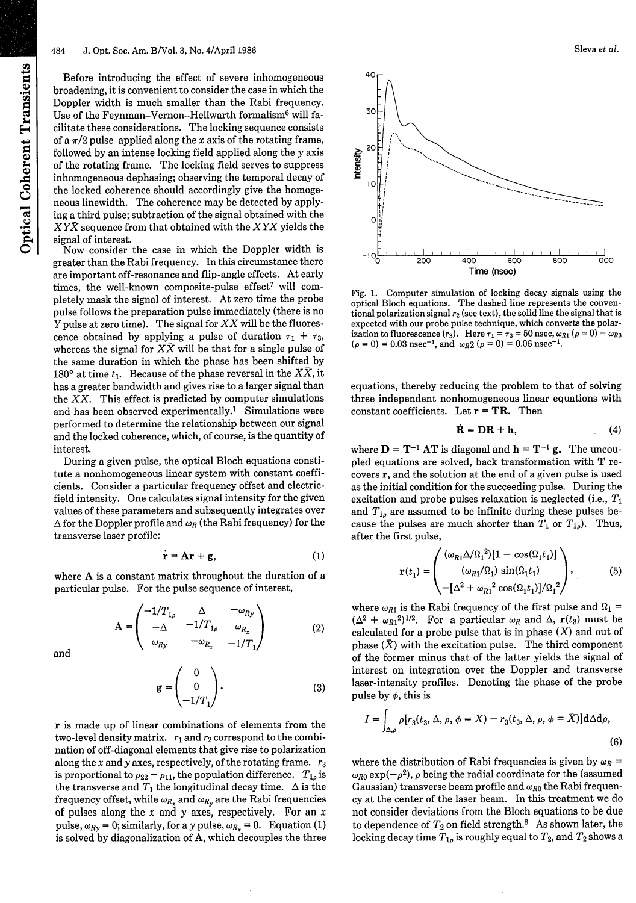Before introducing the effect of severe inhomogeneous broadening, it is convenient to consider the case in which the Doppler width is much smaller than the Rabi frequency. Use of the Feynman–Vernon–Hellwarth formalism[6] will facilitate these considerations. The locking sequence consists of a $\pi/2$ pulse applied along the $x$ axis of the rotating frame, followed by an intense locking field applied along the $y$ axis of the rotating frame. The locking field serves to suppress inhomogeneous dephasing; observing the temporal decay of the locked coherence should accordingly give the homogeneous linewidth. The coherence may be detected by applying a third pulse; subtraction of the signal obtained with the $XY\bar{X}$ sequence from that obtained with the $XYX$ yields the signal of interest.

Now consider the case in which the Doppler width is greater than the Rabi frequency. In this circumstance there are important off-resonance and flip-angle effects. At early times, the well-known composite-pulse effect[7] will completely mask the signal of interest. At zero time the probe pulse follows the preparation pulse immediately (there is no $Y$ pulse at zero time). The signal for $XX$ will be the fluorescence obtained by applying a pulse of duration $\tau_1 + \tau_3$, whereas the signal for $X\bar{X}$ will be that for a single pulse of the same duration in which the phase has been shifted by 180° at time $t_1$. Because of the phase reversal in the $X\bar{X}$, it has a greater bandwidth and gives rise to a larger signal than the $XX$. This effect is predicted by computer simulations and has been observed experimentally.[1] Simulations were performed to determine the relationship between our signal and the locked coherence, which, of course, is the quantity of interest.

During a given pulse, the optical Bloch equations constitute a nonhomogeneous linear system with constant coefficients. Consider a particular frequency offset and electric-field intensity. One calculates signal intensity for the given values of these parameters and subsequently integrates over $\Delta$ for the Doppler profile and $\omega_R$ (the Rabi frequency) for the transverse laser profile:

$$\dot{\mathbf{r}} = \mathbf{A}\mathbf{r} + \mathbf{g}, \tag{1}$$

where $\mathbf{A}$ is a constant matrix throughout the duration of a particular pulse. For the pulse sequence of interest,

$$\mathbf{A} = \begin{pmatrix} -1/T_{1\rho} & \Delta & -\omega_{Ry} \\ -\Delta & -1/T_{1\rho} & \omega_{R_x} \\ \omega_{Ry} & -\omega_{R_x} & -1/T_1 \end{pmatrix} \tag{2}$$

and

$$\mathbf{g} = \begin{pmatrix} 0 \\ 0 \\ -1/T_1 \end{pmatrix}. \tag{3}$$

$\mathbf{r}$ is made up of linear combinations of elements from the two-level density matrix. $r_1$ and $r_2$ correspond to the combination of off-diagonal elements that give rise to polarization along the $x$ and $y$ axes, respectively, of the rotating frame. $r_3$ is proportional to $\rho_{22} - \rho_{11}$, the population difference. $T_{1\rho}$ is the transverse and $T_1$ the longitudinal decay time. $\Delta$ is the frequency offset, while $\omega_{R_x}$ and $\omega_{R_y}$ are the Rabi frequencies of pulses along the $x$ and $y$ axes, respectively. For an $x$ pulse, $\omega_{R_y} = 0$; similarly, for a $y$ pulse, $\omega_{R_x} = 0$. Equation (1) is solved by diagonalization of $\mathbf{A}$, which decouples the three equations, thereby reducing the problem to that of solving three independent nonhomogeneous linear equations with constant coefficients. Let $\mathbf{r} = \mathbf{TR}$. Then

$$\dot{\mathbf{R}} = \mathbf{DR} + \mathbf{h}, \tag{4}$$

where $\mathbf{D} = \mathbf{T}^{-1}\mathbf{AT}$ is diagonal and $\mathbf{h} = \mathbf{T}^{-1}\mathbf{g}$. The uncoupled equations are solved, back transformation with $\mathbf{T}$ recovers $\mathbf{r}$, and the solution at the end of a given pulse is used as the initial condition for the succeeding pulse. During the excitation and probe pulses relaxation is neglected (i.e., $T_1$ and $T_{1\rho}$ are assumed to be infinite during these pulses because the pulses are much shorter than $T_1$ or $T_{1\rho}$). Thus, after the first pulse,

$$\mathbf{r}(t_1) = \begin{pmatrix} (\omega_{R1}\Delta/\Omega_1^2)[1 - \cos(\Omega_1 t_1)] \\ (\omega_{R1}/\Omega_1)\sin(\Omega_1 t_1) \\ -[\Delta^2 + \omega_{R1}^2\cos(\Omega_1 t_1)]/\Omega_1^2 \end{pmatrix}, \tag{5}$$

where $\omega_{R1}$ is the Rabi frequency of the first pulse and $\Omega_1 = (\Delta^2 + \omega_{R1}^2)^{1/2}$. For a particular $\omega_R$ and $\Delta$, $\mathbf{r}(t_3)$ must be calculated for a probe pulse that is in phase ($X$) and out of phase ($\bar{X}$) with the excitation pulse. The third component of the former minus that of the latter yields the signal of interest on integration over the Doppler and transverse laser-intensity profiles. Denoting the phase of the probe pulse by $\phi$, this is

$$I = \int_{\Delta,\rho} \rho[r_3(t_3, \Delta, \rho, \phi = X) - r_3(t_3, \Delta, \rho, \phi = \bar{X})]\mathrm{d}\Delta\mathrm{d}\rho, \tag{6}$$

where the distribution of Rabi frequencies is given by $\omega_R = \omega_{R0}\exp(-\rho^2)$, $\rho$ being the radial coordinate for the (assumed Gaussian) transverse beam profile and $\omega_{R0}$ the Rabi frequency at the center of the laser beam. In this treatment we do not consider deviations from the Bloch equations to be due to dependence of $T_2$ on field strength.[8] As shown later, the locking decay time $T_{1\rho}$ is roughly equal to $T_2$, and $T_2$ shows a

Fig. 1. Computer simulation of locking decay signals using the optical Bloch equations. The dashed line represents the conventional polarization signal $r_2$ (see text), the solid line the signal that is expected with our probe pulse technique, which converts the polarization to fluorescence ($r_3$). Here $\tau_1 = \tau_3 = 50$ nsec, $\omega_{R1}$ ($\rho = 0$) $= \omega_{R3}$ ($\rho = 0$) $= 0.03$ nsec$^{-1}$, and $\omega_{R2}$ ($\rho = 0$) $= 0.06$ nsec$^{-1}$.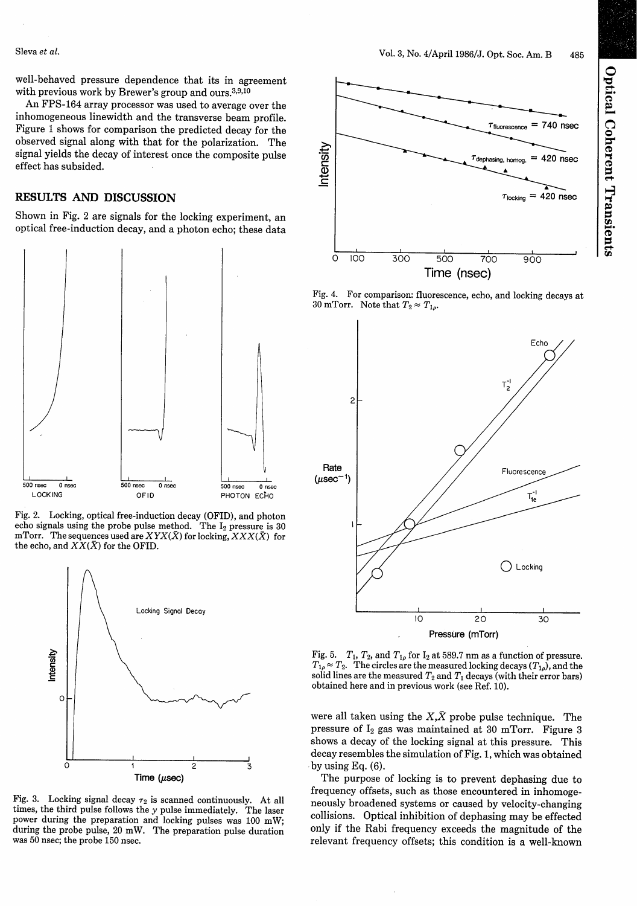well-behaved pressure dependence that its in agreement with previous work by Brewer's group and ours.[3,9,10]

An FPS-164 array processor was used to average over the inhomogeneous linewidth and the transverse beam profile. Figure 1 shows for comparison the predicted decay for the observed signal along with that for the polarization. The signal yields the decay of interest once the composite pulse effect has subsided.

## RESULTS AND DISCUSSION

Shown in Fig. 2 are signals for the locking experiment, an optical free-induction decay, and a photon echo; these data were all taken using the $X,\bar{X}$ probe pulse technique. The pressure of $I_2$ gas was maintained at 30 mTorr. Figure 3 shows a decay of the locking signal at this pressure. This decay resembles the simulation of Fig. 1, which was obtained by using Eq. (6).

Fig. 2. Locking, optical free-induction decay (OFID), and photon echo signals using the probe pulse method. The $I_2$ pressure is 30 mTorr. The sequences used are $XYX(\bar{X})$ for locking, $XXX(\bar{X})$ for the echo, and $XX(\bar{X})$ for the OFID.

Fig. 3. Locking signal decay $\tau_2$ is scanned continuously. At all times, the third pulse follows the $y$ pulse immediately. The laser power during the preparation and locking pulses was 100 mW; during the probe pulse, 20 mW. The preparation pulse duration was 50 nsec; the probe 150 nsec.

Fig. 4. For comparison: fluorescence, echo, and locking decays at 30 mTorr. Note that $T_2 \approx T_{1\rho}$.

Fig. 5. $T_1$, $T_2$, and $T_{1\rho}$ for $I_2$ at 589.7 nm as a function of pressure. $T_{1\rho} \approx T_2$. The circles are the measured locking decays ($T_{1\rho}$), and the solid lines are the measured $T_2$ and $T_1$ decays (with their error bars) obtained here and in previous work (see Ref. 10).

The purpose of locking is to prevent dephasing due to frequency offsets, such as those encountered in inhomogeneously broadened systems or caused by velocity-changing collisions. Optical inhibition of dephasing may be effected only if the Rabi frequency exceeds the magnitude of the relevant frequency offsets; this condition is a well-known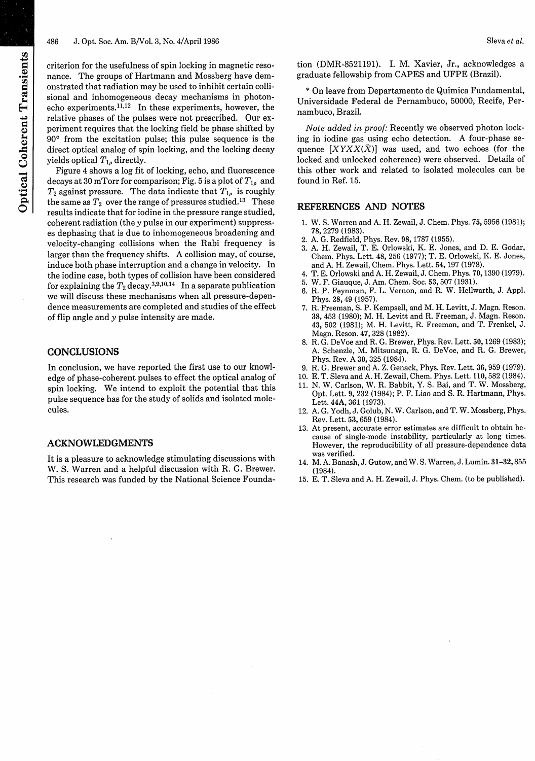criterion for the usefulness of spin locking in magnetic resonance. The groups of Hartmann and Mossberg have demonstrated that radiation may be used to inhibit certain collisional and inhomogeneous decay mechanisms in photon-echo experiments.[11,12] In these experiments, however, the relative phases of the pulses were not prescribed. Our experiment requires that the locking field be phase shifted by 90° from the excitation pulse; this pulse sequence is the direct optical analog of spin locking, and the locking decay yields optical $T_{1\rho}$ directly.

Figure 4 shows a log fit of locking, echo, and fluorescence decays at 30 mTorr for comparison; Fig. 5 is a plot of $T_{1\rho}$ and $T_2$ against pressure. The data indicate that $T_{1\rho}$ is roughly the same as $T_2$ over the range of pressures studied.[13] These results indicate that for iodine in the pressure range studied, coherent radiation (the $y$ pulse in our experiment) suppresses dephasing that is due to inhomogeneous broadening and velocity-changing collisions when the Rabi frequency is larger than the frequency shifts. A collision may, of course, induce both phase interruption and a change in velocity. In the iodine case, both types of collision have been considered for explaining the $T_2$ decay.[3,9,10,14] In a separate publication we will discuss these mechanisms when all pressure-dependence measurements are completed and studies of the effect of flip angle and $y$ pulse intensity are made.

## CONCLUSIONS

In conclusion, we have reported the first use to our knowledge of phase-coherent pulses to effect the optical analog of spin locking. We intend to exploit the potential that this pulse sequence has for the study of solids and isolated molecules.

## ACKNOWLEDGMENTS

It is a pleasure to acknowledge stimulating discussions with W. S. Warren and a helpful discussion with R. G. Brewer. This research was funded by the National Science Foundation (DMR-8521191). I. M. Xavier, Jr., acknowledges a graduate fellowship from CAPES and UFPE (Brazil).

\* On leave from Departamento de Quimica Fundamental, Universidade Federal de Pernambuco, 50000, Recife, Pernambuco, Brazil.

*Note added in proof:* Recently we observed photon locking in iodine gas using echo detection. A four-phase sequence $[XYXX(\bar{X})]$ was used, and two echoes (for the locked and unlocked coherence) were observed. Details of this other work and related to isolated molecules can be found in Ref. 15.

## REFERENCES AND NOTES

1. W. S. Warren and A. H. Zewail, J. Chem. Phys. **75**, 5956 (1981); **78**, 2279 (1983).
2. A. G. Redfield, Phys. Rev. **98**, 1787 (1955).
3. A. H. Zewail, T. E. Orlowski, K. E. Jones, and D. E. Godar, Chem. Phys. Lett. **48**, 256 (1977); T. E. Orlowski, K. E. Jones, and A. H. Zewail, Chem. Phys. Lett. **54**, 197 (1978).
4. T. E. Orlowski and A. H. Zewail, J. Chem. Phys. **70**, 1390 (1979).
5. W. F. Giauque, J. Am. Chem. Soc. **53**, 507 (1931).
6. R. P. Feynman, F. L. Vernon, and R. W. Hellwarth, J. Appl. Phys. **28**, 49 (1957).
7. R. Freeman, S. P. Kempsell, and M. H. Levitt, J. Magn. Reson. **38**, 453 (1980); M. H. Levitt and R. Freeman, J. Magn. Reson. **43**, 502 (1981); M. H. Levitt, R. Freeman, and T. Frenkel, J. Magn. Reson. **47**, 328 (1982).
8. R. G. DeVoe and R. G. Brewer, Phys. Rev. Lett. **50**, 1269 (1983); A. Schenzle, M. Mitsunaga, R. G. DeVoe, and R. G. Brewer, Phys. Rev. A **30**, 325 (1984).
9. R. G. Brewer and A. Z. Genack, Phys. Rev. Lett. **36**, 959 (1979).
10. E. T. Sleva and A. H. Zewail, Chem. Phys. Lett. **110**, 582 (1984).
11. N. W. Carlson, W. R. Babbit, Y. S. Bai, and T. W. Mossberg, Opt. Lett. **9**, 232 (1984); P. F. Liao and S. R. Hartmann, Phys. Lett. **44A**, 361 (1973).
12. A. G. Yodh, J. Golub, N. W. Carlson, and T. W. Mossberg, Phys. Rev. Lett. **53**, 659 (1984).
13. At present, accurate error estimates are difficult to obtain because of single-mode instability, particularly at long times. However, the reproducibility of all pressure-dependence data was verified.
14. M. A. Banash, J. Gutow, and W. S. Warren, J. Lumin. **31–32**, 855 (1984).
15. E. T. Sleva and A. H. Zewail, J. Phys. Chem. (to be published).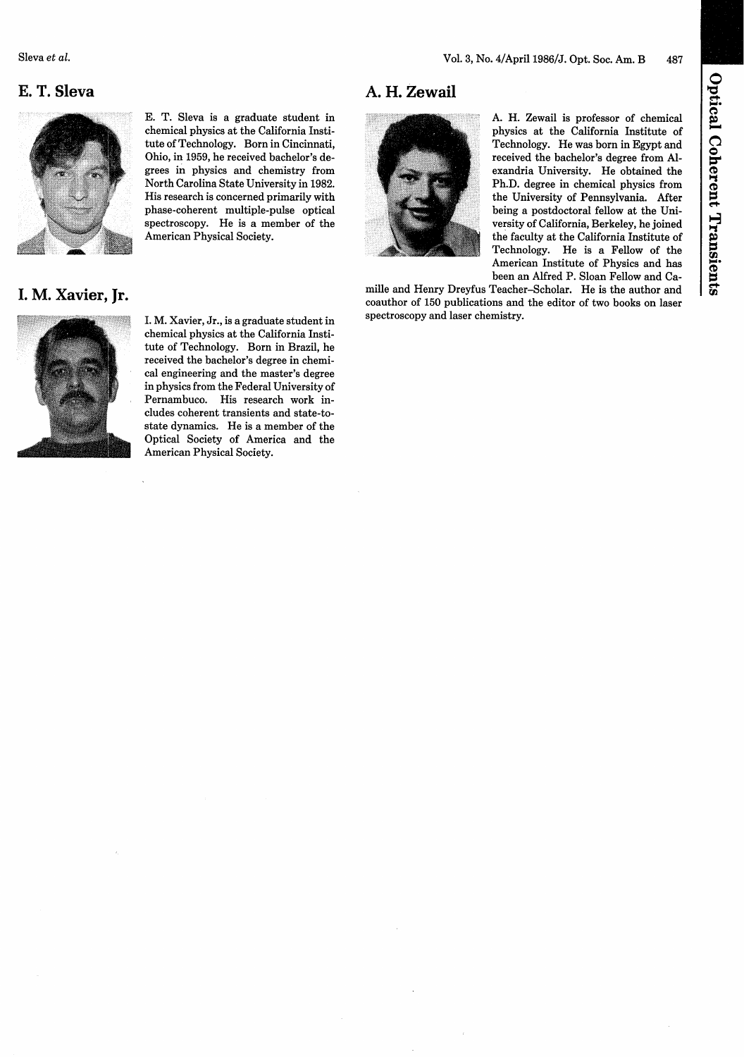## E. T. Sleva

E. T. Sleva is a graduate student in chemical physics at the California Institute of Technology. Born in Cincinnati, Ohio, in 1959, he received bachelor's degrees in physics and chemistry from North Carolina State University in 1982. His research is concerned primarily with phase-coherent multiple-pulse optical spectroscopy. He is a member of the American Physical Society.

## I. M. Xavier, Jr.

I. M. Xavier, Jr., is a graduate student in chemical physics at the California Institute of Technology. Born in Brazil, he received the bachelor's degree in chemical engineering and the master's degree in physics from the Federal University of Pernambuco. His research work includes coherent transients and state-to-state dynamics. He is a member of the Optical Society of America and the American Physical Society.

## A. H. Zewail

A. H. Zewail is professor of chemical physics at the California Institute of Technology. He was born in Egypt and received the bachelor's degree from Alexandria University. He obtained the Ph.D. degree in chemical physics from the University of Pennsylvania. After being a postdoctoral fellow at the University of California, Berkeley, he joined the faculty at the California Institute of Technology. He is a Fellow of the American Institute of Physics and has been an Alfred P. Sloan Fellow and Camille and Henry Dreyfus Teacher–Scholar. He is the author and coauthor of 150 publications and the editor of two books on laser spectroscopy and laser chemistry.